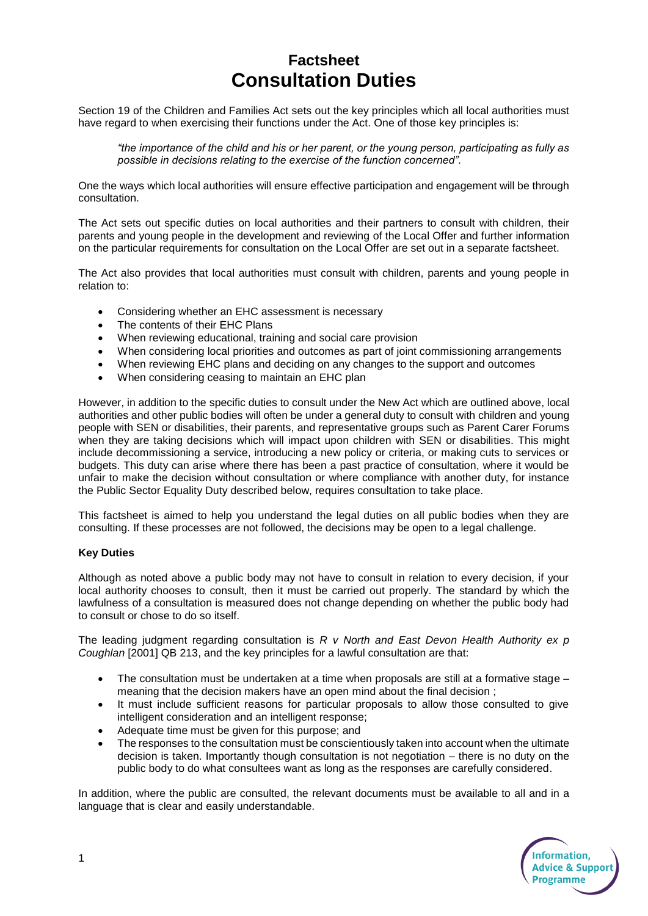# Factsheet
# Consultation Duties

Section 19 of the Children and Families Act sets out the key principles which all local authorities must have regard to when exercising their functions under the Act. One of those key principles is:

> *"the importance of the child and his or her parent, or the young person, participating as fully as possible in decisions relating to the exercise of the function concerned".*

One the ways which local authorities will ensure effective participation and engagement will be through consultation.

The Act sets out specific duties on local authorities and their partners to consult with children, their parents and young people in the development and reviewing of the Local Offer and further information on the particular requirements for consultation on the Local Offer are set out in a separate factsheet.

The Act also provides that local authorities must consult with children, parents and young people in relation to:

- Considering whether an EHC assessment is necessary
- The contents of their EHC Plans
- When reviewing educational, training and social care provision
- When considering local priorities and outcomes as part of joint commissioning arrangements
- When reviewing EHC plans and deciding on any changes to the support and outcomes
- When considering ceasing to maintain an EHC plan

However, in addition to the specific duties to consult under the New Act which are outlined above, local authorities and other public bodies will often be under a general duty to consult with children and young people with SEN or disabilities, their parents, and representative groups such as Parent Carer Forums when they are taking decisions which will impact upon children with SEN or disabilities. This might include decommissioning a service, introducing a new policy or criteria, or making cuts to services or budgets. This duty can arise where there has been a past practice of consultation, where it would be unfair to make the decision without consultation or where compliance with another duty, for instance the Public Sector Equality Duty described below, requires consultation to take place.

This factsheet is aimed to help you understand the legal duties on all public bodies when they are consulting. If these processes are not followed, the decisions may be open to a legal challenge.

**Key Duties**

Although as noted above a public body may not have to consult in relation to every decision, if your local authority chooses to consult, then it must be carried out properly. The standard by which the lawfulness of a consultation is measured does not change depending on whether the public body had to consult or chose to do so itself.

The leading judgment regarding consultation is *R v North and East Devon Health Authority ex p Coughlan* [2001] QB 213, and the key principles for a lawful consultation are that:

- The consultation must be undertaken at a time when proposals are still at a formative stage – meaning that the decision makers have an open mind about the final decision ;
- It must include sufficient reasons for particular proposals to allow those consulted to give intelligent consideration and an intelligent response;
- Adequate time must be given for this purpose; and
- The responses to the consultation must be conscientiously taken into account when the ultimate decision is taken. Importantly though consultation is not negotiation – there is no duty on the public body to do what consultees want as long as the responses are carefully considered.

In addition, where the public are consulted, the relevant documents must be available to all and in a language that is clear and easily understandable.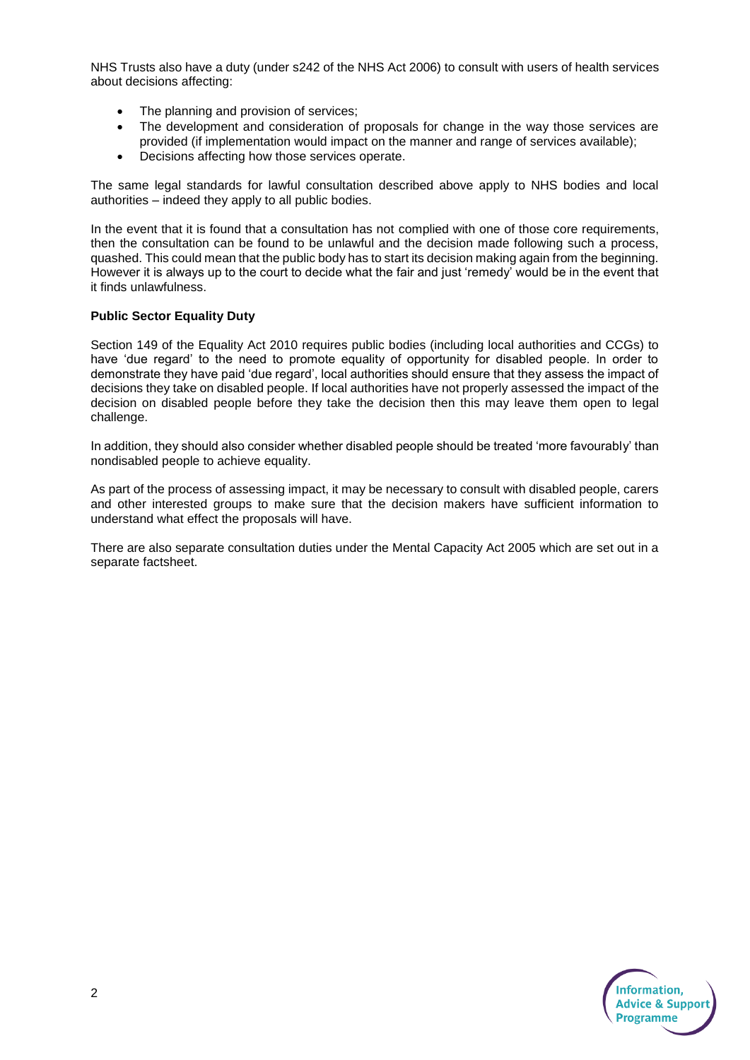NHS Trusts also have a duty (under s242 of the NHS Act 2006) to consult with users of health services about decisions affecting:

- The planning and provision of services;
- The development and consideration of proposals for change in the way those services are provided (if implementation would impact on the manner and range of services available);
- Decisions affecting how those services operate.

The same legal standards for lawful consultation described above apply to NHS bodies and local authorities – indeed they apply to all public bodies.

In the event that it is found that a consultation has not complied with one of those core requirements, then the consultation can be found to be unlawful and the decision made following such a process, quashed. This could mean that the public body has to start its decision making again from the beginning. However it is always up to the court to decide what the fair and just 'remedy' would be in the event that it finds unlawfulness.

**Public Sector Equality Duty**

Section 149 of the Equality Act 2010 requires public bodies (including local authorities and CCGs) to have 'due regard' to the need to promote equality of opportunity for disabled people. In order to demonstrate they have paid 'due regard', local authorities should ensure that they assess the impact of decisions they take on disabled people. If local authorities have not properly assessed the impact of the decision on disabled people before they take the decision then this may leave them open to legal challenge.

In addition, they should also consider whether disabled people should be treated 'more favourably' than nondisabled people to achieve equality.

As part of the process of assessing impact, it may be necessary to consult with disabled people, carers and other interested groups to make sure that the decision makers have sufficient information to understand what effect the proposals will have.

There are also separate consultation duties under the Mental Capacity Act 2005 which are set out in a separate factsheet.